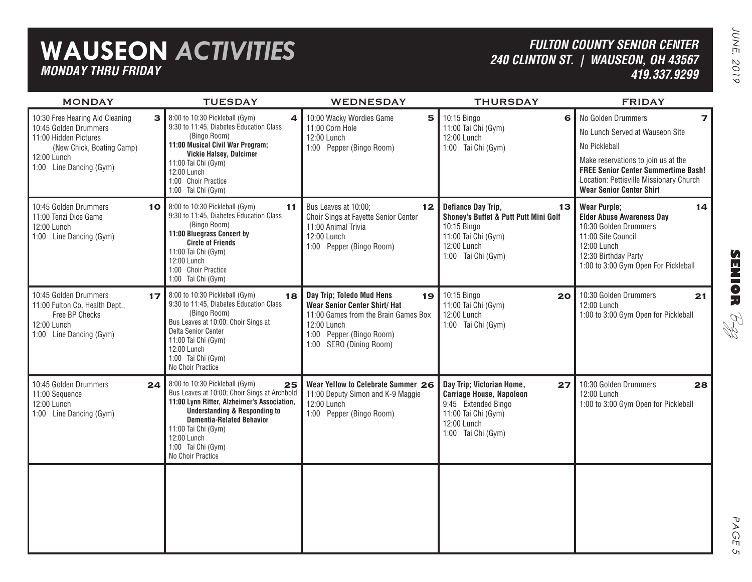# WAUSEON *ACTIVITIES*

***MONDAY THRU FRIDAY***

***FULTON COUNTY SENIOR CENTER***
***240 CLINTON ST. | WAUSEON, OH 43567***
***419.337.9299***

| MONDAY | TUESDAY | WEDNESDAY | THURSDAY | FRIDAY |
|---|---|---|---|---|
| **3**<br>10:30 Free Hearing Aid Cleaning<br>10:45 Golden Drummers<br>11:00 Hidden Pictures (New Chick, Boating Camp)<br>12:00 Lunch<br>1:00 Line Dancing (Gym) | **4**<br>8:00 to 10:30 Pickleball (Gym)<br>9:30 to 11:45, Diabetes Education Class (Bingo Room)<br>**11:00 Musical Civil War Program; Vickie Halsey, Dulcimer**<br>11:00 Tai Chi (Gym)<br>12:00 Lunch<br>1:00 Choir Practice<br>1:00 Tai Chi (Gym) | **5**<br>10:00 Wacky Wordies Game<br>11:00 Corn Hole<br>12:00 Lunch<br>1:00 Pepper (Bingo Room) | **6**<br>10:15 Bingo<br>11:00 Tai Chi (Gym)<br>12:00 Lunch<br>1:00 Tai Chi (Gym) | **7**<br>No Golden Drummers<br>No Lunch Served at Wauseon Site<br>No Pickleball<br>Make reservations to join us at the **FREE Senior Center Summertime Bash!**<br>Location: Pettisville Missionary Church<br>**Wear Senior Center Shirt** |
| **10**<br>10:45 Golden Drummers<br>11:00 Tenzi Dice Game<br>12:00 Lunch<br>1:00 Line Dancing (Gym) | **11**<br>8:00 to 10:30 Pickleball (Gym)<br>9:30 to 11:45, Diabetes Education Class (Bingo Room)<br>**11:00 Bluegrass Concert by Circle of Friends**<br>11:00 Tai Chi (Gym)<br>12:00 Lunch<br>1:00 Choir Practice<br>1:00 Tai Chi (Gym) | **12**<br>Bus Leaves at 10:00; Choir Sings at Fayette Senior Center<br>11:00 Animal Trivia<br>12:00 Lunch<br>1:00 Pepper (Bingo Room) | **13**<br>**Defiance Day Trip, Shoney's Buffet & Putt Putt Mini Golf**<br>10:15 Bingo<br>11:00 Tai Chi (Gym)<br>12:00 Lunch<br>1:00 Tai Chi (Gym) | **14**<br>**Wear Purple; Elder Abuse Awareness Day**<br>10:30 Golden Drummers<br>11:00 Site Council<br>12:00 Lunch<br>12:30 Birthday Party<br>1:00 to 3:00 Gym Open For Pickleball |
| **17**<br>10:45 Golden Drummers<br>11:00 Fulton Co. Health Dept., Free BP Checks<br>12:00 Lunch<br>1:00 Line Dancing (Gym) | **18**<br>8:00 to 10:30 Pickleball (Gym)<br>9:30 to 11:45, Diabetes Education Class (Bingo Room)<br>Bus Leaves at 10:00; Choir Sings at Delta Senior Center<br>11:00 Tai Chi (Gym)<br>12:00 Lunch<br>1:00 Tai Chi (Gym)<br>No Choir Practice | **19**<br>**Day Trip; Toledo Mud Hens**<br>**Wear Senior Center Shirt/ Hat**<br>11:00 Games from the Brain Games Box<br>12:00 Lunch<br>1:00 Pepper (Bingo Room)<br>1:00 SERO (Dining Room) | **20**<br>10:15 Bingo<br>11:00 Tai Chi (Gym)<br>12:00 Lunch<br>1:00 Tai Chi (Gym) | **21**<br>10:30 Golden Drummers<br>12:00 Lunch<br>1:00 to 3:00 Gym Open for Pickleball |
| **24**<br>10:45 Golden Drummers<br>11:00 Sequence<br>12:00 Lunch<br>1:00 Line Dancing (Gym) | **25**<br>8:00 to 10:30 Pickleball (Gym)<br>Bus Leaves at 10:00; Choir Sings at Archbold<br>**11:00 Lynn Ritter, Alzheimer's Association, Understanding & Responding to Dementia-Related Behavior**<br>11:00 Tai Chi (Gym)<br>12:00 Lunch<br>1:00 Tai Chi (Gym)<br>No Choir Practice | **26**<br>**Wear Yellow to Celebrate Summer**<br>11:00 Deputy Simon and K-9 Maggie<br>12:00 Lunch<br>1:00 Pepper (Bingo Room) | **27**<br>**Day Trip; Victorian Home, Carriage House, Napoleon**<br>9:45 Extended Bingo<br>11:00 Tai Chi (Gym)<br>12:00 Lunch<br>1:00 Tai Chi (Gym) | **28**<br>10:30 Golden Drummers<br>12:00 Lunch<br>1:00 to 3:00 Gym Open for Pickleball |
| | | | | |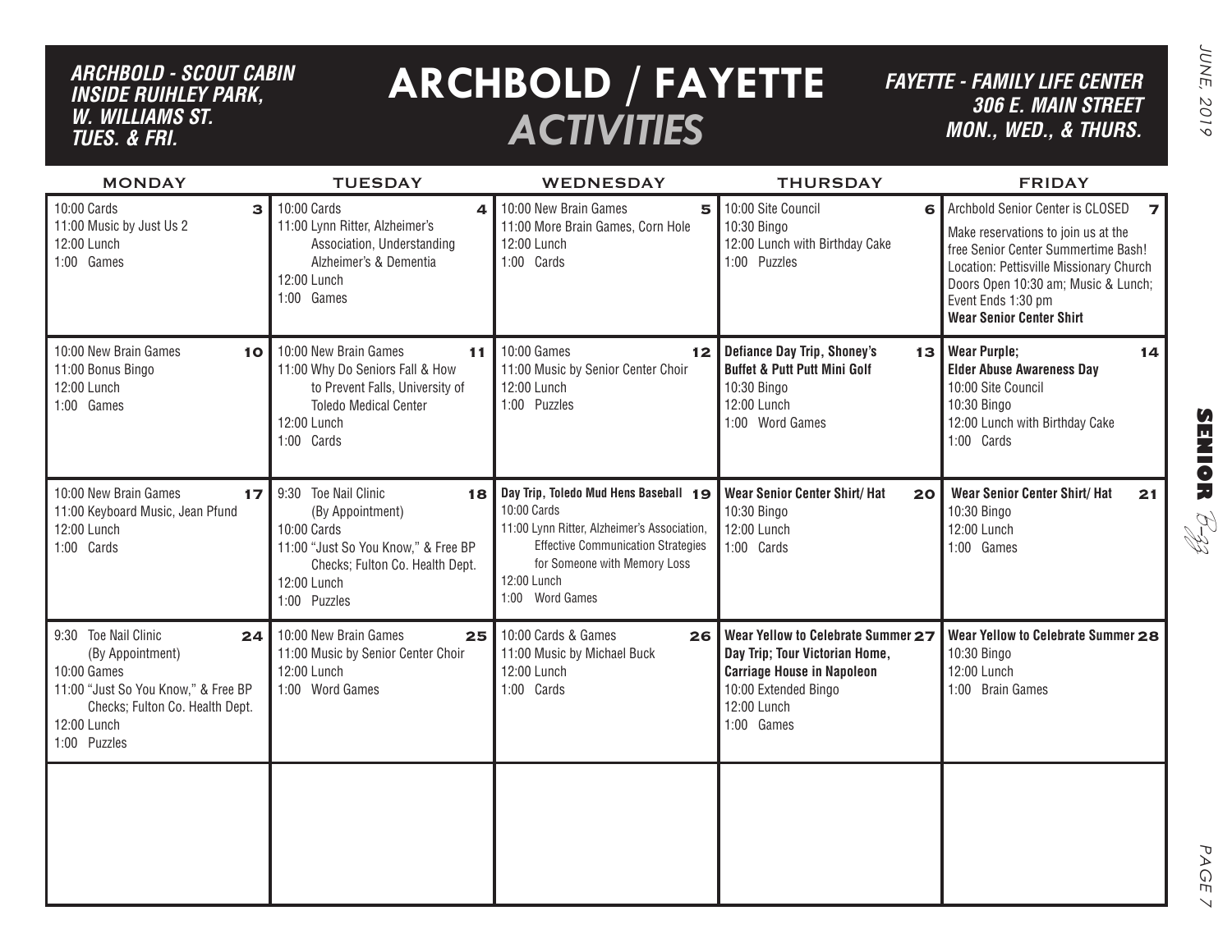*ARCHBOLD - SCOUT CABIN INSIDE RUIHLEY PARK, W. WILLIAMS ST. TUES. & FRI.*

# ARCHBOLD / FAYETTE *ACTIVITIES*

*FAYETTE - FAMILY LIFE CENTER 306 E. MAIN STREET MON., WED., & THURS.*

| MONDAY | TUESDAY | WEDNESDAY | THURSDAY | FRIDAY |
|---|---|---|---|---|
| **3**<br>10:00 Cards<br>11:00 Music by Just Us 2<br>12:00 Lunch<br>1:00 Games | **4**<br>10:00 Cards<br>11:00 Lynn Ritter, Alzheimer's Association, Understanding Alzheimer's & Dementia<br>12:00 Lunch<br>1:00 Games | **5**<br>10:00 New Brain Games<br>11:00 More Brain Games, Corn Hole<br>12:00 Lunch<br>1:00 Cards | **6**<br>10:00 Site Council<br>10:30 Bingo<br>12:00 Lunch with Birthday Cake<br>1:00 Puzzles | **7**<br>Archbold Senior Center is CLOSED<br>Make reservations to join us at the free Senior Center Summertime Bash! Location: Pettisville Missionary Church Doors Open 10:30 am; Music & Lunch; Event Ends 1:30 pm<br>**Wear Senior Center Shirt** |
| **10**<br>10:00 New Brain Games<br>11:00 Bonus Bingo<br>12:00 Lunch<br>1:00 Games | **11**<br>10:00 New Brain Games<br>11:00 Why Do Seniors Fall & How to Prevent Falls, University of Toledo Medical Center<br>12:00 Lunch<br>1:00 Cards | **12**<br>10:00 Games<br>11:00 Music by Senior Center Choir<br>12:00 Lunch<br>1:00 Puzzles | **13**<br>**Defiance Day Trip, Shoney's Buffet & Putt Putt Mini Golf**<br>10:30 Bingo<br>12:00 Lunch<br>1:00 Word Games | **14**<br>**Wear Purple; Elder Abuse Awareness Day**<br>10:00 Site Council<br>10:30 Bingo<br>12:00 Lunch with Birthday Cake<br>1:00 Cards |
| **17**<br>10:00 New Brain Games<br>11:00 Keyboard Music, Jean Pfund<br>12:00 Lunch<br>1:00 Cards | **18**<br>9:30 Toe Nail Clinic (By Appointment)<br>10:00 Cards<br>11:00 "Just So You Know," & Free BP Checks; Fulton Co. Health Dept.<br>12:00 Lunch<br>1:00 Puzzles | **19**<br>**Day Trip, Toledo Mud Hens Baseball**<br>10:00 Cards<br>11:00 Lynn Ritter, Alzheimer's Association, Effective Communication Strategies for Someone with Memory Loss<br>12:00 Lunch<br>1:00 Word Games | **20**<br>**Wear Senior Center Shirt/ Hat**<br>10:30 Bingo<br>12:00 Lunch<br>1:00 Cards | **21**<br>**Wear Senior Center Shirt/ Hat**<br>10:30 Bingo<br>12:00 Lunch<br>1:00 Games |
| **24**<br>9:30 Toe Nail Clinic (By Appointment)<br>10:00 Games<br>11:00 "Just So You Know," & Free BP Checks; Fulton Co. Health Dept.<br>12:00 Lunch<br>1:00 Puzzles | **25**<br>10:00 New Brain Games<br>11:00 Music by Senior Center Choir<br>12:00 Lunch<br>1:00 Word Games | **26**<br>10:00 Cards & Games<br>11:00 Music by Michael Buck<br>12:00 Lunch<br>1:00 Cards | **27**<br>**Wear Yellow to Celebrate Summer**<br>**Day Trip; Tour Victorian Home, Carriage House in Napoleon**<br>10:00 Extended Bingo<br>12:00 Lunch<br>1:00 Games | **28**<br>**Wear Yellow to Celebrate Summer**<br>10:30 Bingo<br>12:00 Lunch<br>1:00 Brain Games |
| | | | | |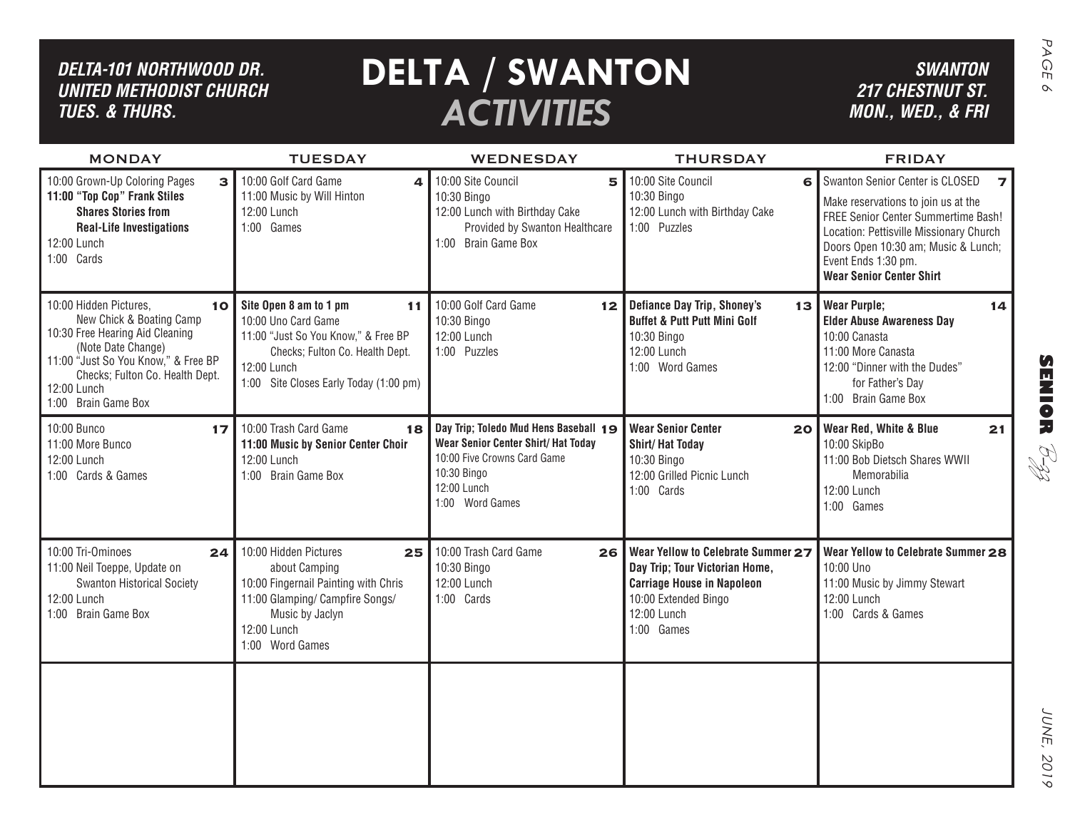DELTA-101 NORTHWOOD DR.
UNITED METHODIST CHURCH
TUES. & THURS.

# DELTA / SWANTON *ACTIVITIES*

SWANTON
217 CHESTNUT ST.
MON., WED., & FRI

| MONDAY | TUESDAY | WEDNESDAY | THURSDAY | FRIDAY |
|---|---|---|---|---|
| **3** 10:00 Grown-Up Coloring Pages<br>**11:00 "Top Cop" Frank Stiles Shares Stories from Real-Life Investigations**<br>12:00 Lunch<br>1:00 Cards | **4** 10:00 Golf Card Game<br>11:00 Music by Will Hinton<br>12:00 Lunch<br>1:00 Games | **5** 10:00 Site Council<br>10:30 Bingo<br>12:00 Lunch with Birthday Cake Provided by Swanton Healthcare<br>1:00 Brain Game Box | **6** 10:00 Site Council<br>10:30 Bingo<br>12:00 Lunch with Birthday Cake<br>1:00 Puzzles | **7** Swanton Senior Center is CLOSED<br>Make reservations to join us at the FREE Senior Center Summertime Bash! Location: Pettisville Missionary Church Doors Open 10:30 am; Music & Lunch; Event Ends 1:30 pm.<br>**Wear Senior Center Shirt** |
| **10** 10:00 Hidden Pictures, New Chick & Boating Camp<br>10:30 Free Hearing Aid Cleaning (Note Date Change)<br>11:00 "Just So You Know," & Free BP Checks; Fulton Co. Health Dept.<br>12:00 Lunch<br>1:00 Brain Game Box | **11** **Site Open 8 am to 1 pm**<br>10:00 Uno Card Game<br>11:00 "Just So You Know," & Free BP Checks; Fulton Co. Health Dept.<br>12:00 Lunch<br>1:00 Site Closes Early Today (1:00 pm) | **12** 10:00 Golf Card Game<br>10:30 Bingo<br>12:00 Lunch<br>1:00 Puzzles | **13** **Defiance Day Trip, Shoney's Buffet & Putt Putt Mini Golf**<br>10:30 Bingo<br>12:00 Lunch<br>1:00 Word Games | **14** **Wear Purple; Elder Abuse Awareness Day**<br>10:00 Canasta<br>11:00 More Canasta<br>12:00 "Dinner with the Dudes" for Father's Day<br>1:00 Brain Game Box |
| **17** 10:00 Bunco<br>11:00 More Bunco<br>12:00 Lunch<br>1:00 Cards & Games | **18** 10:00 Trash Card Game<br>**11:00 Music by Senior Center Choir**<br>12:00 Lunch<br>1:00 Brain Game Box | **19** **Day Trip; Toledo Mud Hens Baseball Wear Senior Center Shirt/ Hat Today**<br>10:00 Five Crowns Card Game<br>10:30 Bingo<br>12:00 Lunch<br>1:00 Word Games | **20** **Wear Senior Center Shirt/ Hat Today**<br>10:30 Bingo<br>12:00 Grilled Picnic Lunch<br>1:00 Cards | **21** **Wear Red, White & Blue**<br>10:00 SkipBo<br>11:00 Bob Dietsch Shares WWII Memorabilia<br>12:00 Lunch<br>1:00 Games |
| **24** 10:00 Tri-Ominoes<br>11:00 Neil Toeppe, Update on Swanton Historical Society<br>12:00 Lunch<br>1:00 Brain Game Box | **25** 10:00 Hidden Pictures about Camping<br>10:00 Fingernail Painting with Chris<br>11:00 Glamping/ Campfire Songs/ Music by Jaclyn<br>12:00 Lunch<br>1:00 Word Games | **26** 10:00 Trash Card Game<br>10:30 Bingo<br>12:00 Lunch<br>1:00 Cards | **27** **Wear Yellow to Celebrate Summer Day Trip; Tour Victorian Home, Carriage House in Napoleon**<br>10:00 Extended Bingo<br>12:00 Lunch<br>1:00 Games | **28** **Wear Yellow to Celebrate Summer**<br>10:00 Uno<br>11:00 Music by Jimmy Stewart<br>12:00 Lunch<br>1:00 Cards & Games |
| | | | | |